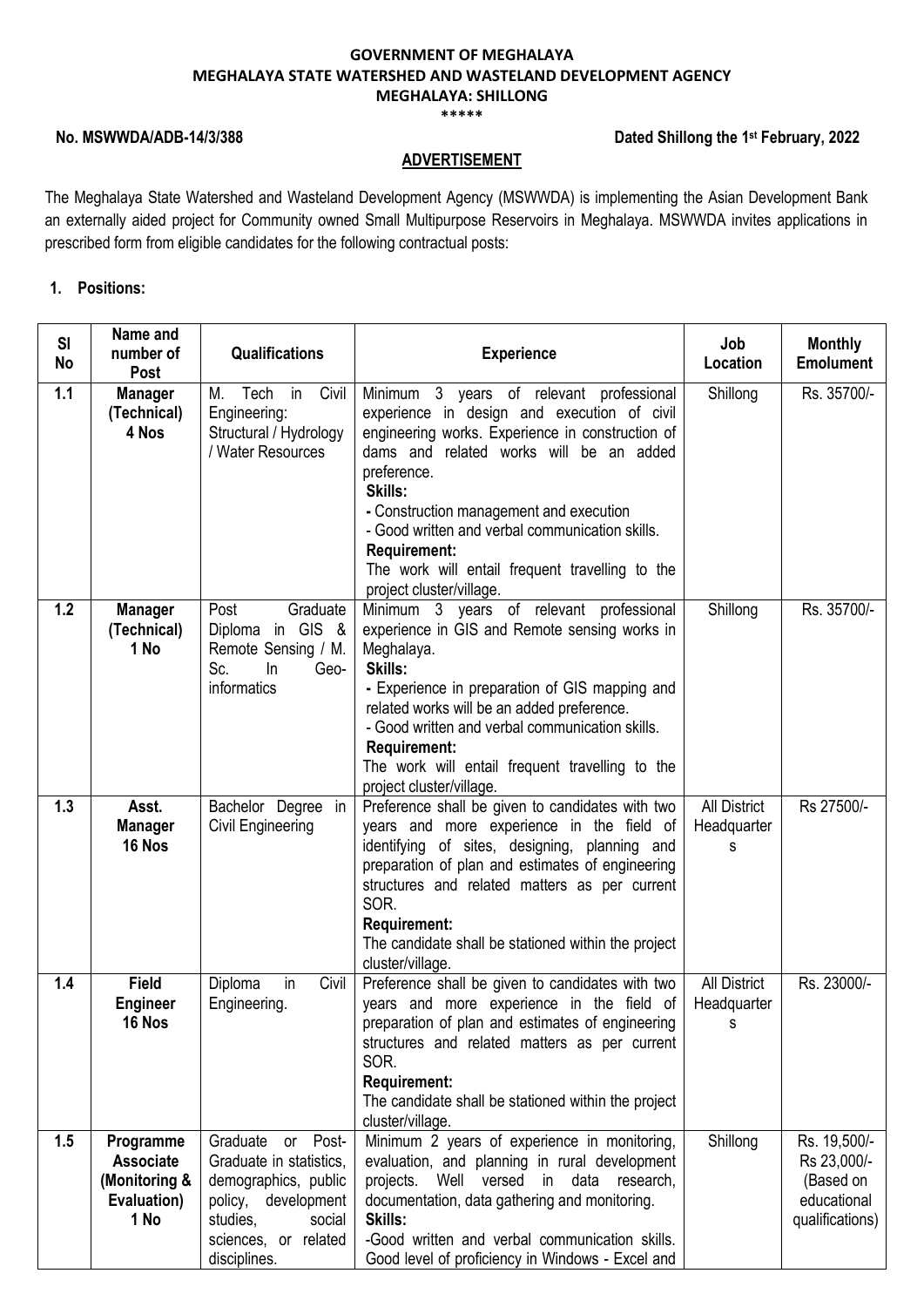**GOVERNMENT OF MEGHALAYA**
**MEGHALAYA STATE WATERSHED AND WASTELAND DEVELOPMENT AGENCY**
**MEGHALAYA: SHILLONG**
*****

**No. MSWWDA/ADB-14/3/388** **Dated Shillong the 1st February, 2022**

## ADVERTISEMENT

The Meghalaya State Watershed and Wasteland Development Agency (MSWWDA) is implementing the Asian Development Bank an externally aided project for Community owned Small Multipurpose Reservoirs in Meghalaya. MSWWDA invites applications in prescribed form from eligible candidates for the following contractual posts:

### 1. Positions:

| Sl No | Name and number of Post | Qualifications | Experience | Job Location | Monthly Emolument |
|---|---|---|---|---|---|
| 1.1 | **Manager (Technical) 4 Nos** | M. Tech in Civil Engineering: Structural / Hydrology / Water Resources | Minimum 3 years of relevant professional experience in design and execution of civil engineering works. Experience in construction of dams and related works will be an added preference.<br>**Skills:**<br>- Construction management and execution<br>- Good written and verbal communication skills.<br>**Requirement:**<br>The work will entail frequent travelling to the project cluster/village. | Shillong | Rs. 35700/- |
| 1.2 | **Manager (Technical) 1 No** | Post Graduate Diploma in GIS & Remote Sensing / M. Sc. In Geo-informatics | Minimum 3 years of relevant professional experience in GIS and Remote sensing works in Meghalaya.<br>**Skills:**<br>- Experience in preparation of GIS mapping and related works will be an added preference.<br>- Good written and verbal communication skills.<br>**Requirement:**<br>The work will entail frequent travelling to the project cluster/village. | Shillong | Rs. 35700/- |
| 1.3 | **Asst. Manager 16 Nos** | Bachelor Degree in Civil Engineering | Preference shall be given to candidates with two years and more experience in the field of identifying of sites, designing, planning and preparation of plan and estimates of engineering structures and related matters as per current SOR.<br>**Requirement:**<br>The candidate shall be stationed within the project cluster/village. | All District Headquarters | Rs 27500/- |
| 1.4 | **Field Engineer 16 Nos** | Diploma in Civil Engineering. | Preference shall be given to candidates with two years and more experience in the field of preparation of plan and estimates of engineering structures and related matters as per current SOR.<br>**Requirement:**<br>The candidate shall be stationed within the project cluster/village. | All District Headquarters | Rs. 23000/- |
| 1.5 | **Programme Associate (Monitoring & Evaluation) 1 No** | Graduate or Post-Graduate in statistics, demographics, public policy, development studies, social sciences, or related disciplines. | Minimum 2 years of experience in monitoring, evaluation, and planning in rural development projects. Well versed in data research, documentation, data gathering and monitoring.<br>**Skills:**<br>-Good written and verbal communication skills. Good level of proficiency in Windows - Excel and | Shillong | Rs. 19,500/- Rs 23,000/- (Based on educational qualifications) |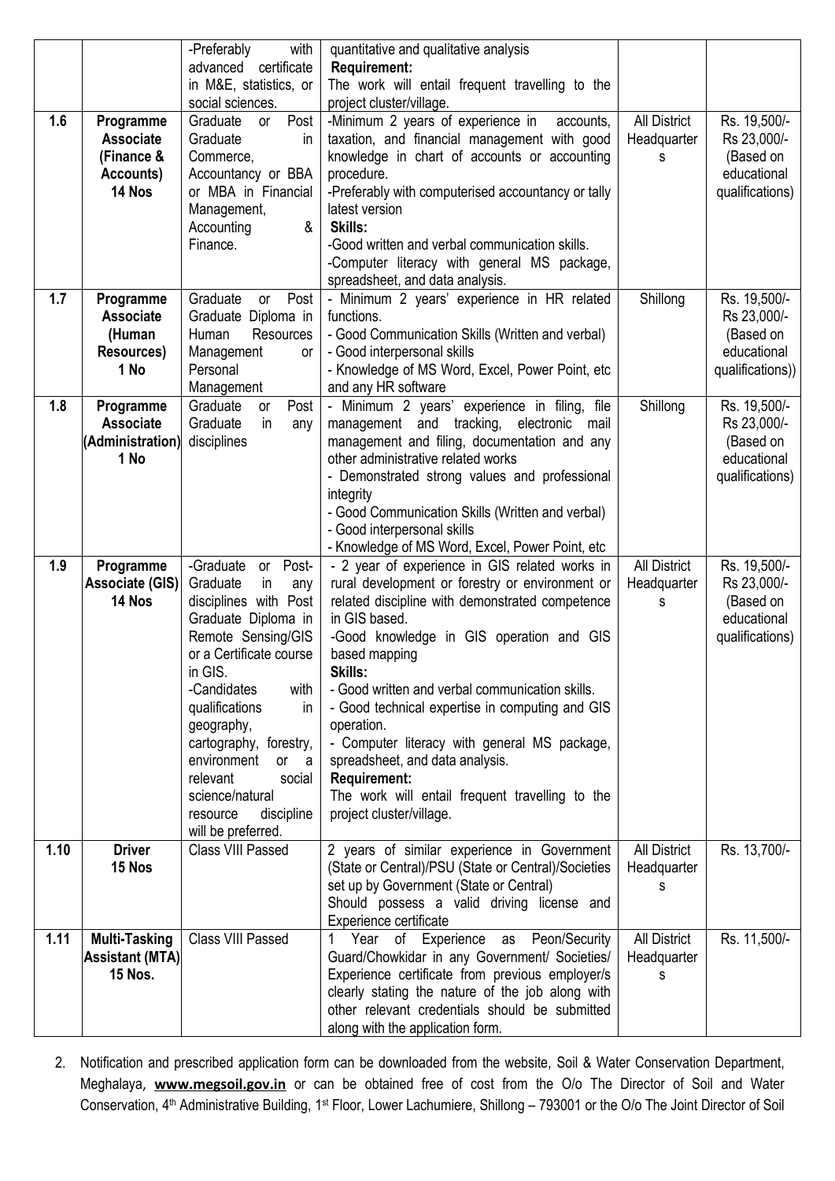| | | -Preferably with advanced certificate in M&E, statistics, or social sciences. | quantitative and qualitative analysis<br>**Requirement:**<br>The work will entail frequent travelling to the project cluster/village. | | |
|---|---|---|---|---|---|
| 1.6 | **Programme Associate (Finance & Accounts) 14 Nos** | Graduate or Post Graduate in Commerce, Accountancy or BBA or MBA in Financial Management, Accounting & Finance. | -Minimum 2 years of experience in accounts, taxation, and financial management with good knowledge in chart of accounts or accounting procedure.<br>-Preferably with computerised accountancy or tally latest version<br>**Skills:**<br>-Good written and verbal communication skills.<br>-Computer literacy with general MS package, spreadsheet, and data analysis. | All District Headquarters | Rs. 19,500/- Rs 23,000/- (Based on educational qualifications) |
| 1.7 | **Programme Associate (Human Resources) 1 No** | Graduate or Post Graduate Diploma in Human Resources Management or Personal Management | - Minimum 2 years' experience in HR related functions.<br>- Good Communication Skills (Written and verbal)<br>- Good interpersonal skills<br>- Knowledge of MS Word, Excel, Power Point, etc and any HR software | Shillong | Rs. 19,500/- Rs 23,000/- (Based on educational qualifications)) |
| 1.8 | **Programme Associate (Administration) 1 No** | Graduate or Post Graduate in any disciplines | - Minimum 2 years' experience in filing, file management and tracking, electronic mail management and filing, documentation and any other administrative related works<br>- Demonstrated strong values and professional integrity<br>- Good Communication Skills (Written and verbal)<br>- Good interpersonal skills<br>- Knowledge of MS Word, Excel, Power Point, etc | Shillong | Rs. 19,500/- Rs 23,000/- (Based on educational qualifications) |
| 1.9 | **Programme Associate (GIS) 14 Nos** | -Graduate or Post-Graduate in any disciplines with Post Graduate Diploma in Remote Sensing/GIS or a Certificate course in GIS.<br>-Candidates with qualifications in geography, cartography, forestry, environment or a relevant social science/natural resource discipline will be preferred. | - 2 year of experience in GIS related works in rural development or forestry or environment or related discipline with demonstrated competence in GIS based.<br>-Good knowledge in GIS operation and GIS based mapping<br>**Skills:**<br>- Good written and verbal communication skills.<br>- Good technical expertise in computing and GIS operation.<br>- Computer literacy with general MS package, spreadsheet, and data analysis.<br>**Requirement:**<br>The work will entail frequent travelling to the project cluster/village. | All District Headquarters | Rs. 19,500/- Rs 23,000/- (Based on educational qualifications) |
| 1.10 | **Driver 15 Nos** | Class VIII Passed | 2 years of similar experience in Government (State or Central)/PSU (State or Central)/Societies set up by Government (State or Central)<br>Should possess a valid driving license and Experience certificate | All District Headquarters | Rs. 13,700/- |
| 1.11 | **Multi-Tasking Assistant (MTA) 15 Nos.** | Class VIII Passed | 1 Year of Experience as Peon/Security Guard/Chowkidar in any Government/ Societies/ Experience certificate from previous employer/s clearly stating the nature of the job along with other relevant credentials should be submitted along with the application form. | All District Headquarters | Rs. 11,500/- |

2. Notification and prescribed application form can be downloaded from the website, Soil & Water Conservation Department, Meghalaya, **www.megsoil.gov.in** or can be obtained free of cost from the O/o The Director of Soil and Water Conservation, 4th Administrative Building, 1st Floor, Lower Lachumiere, Shillong – 793001 or the O/o The Joint Director of Soil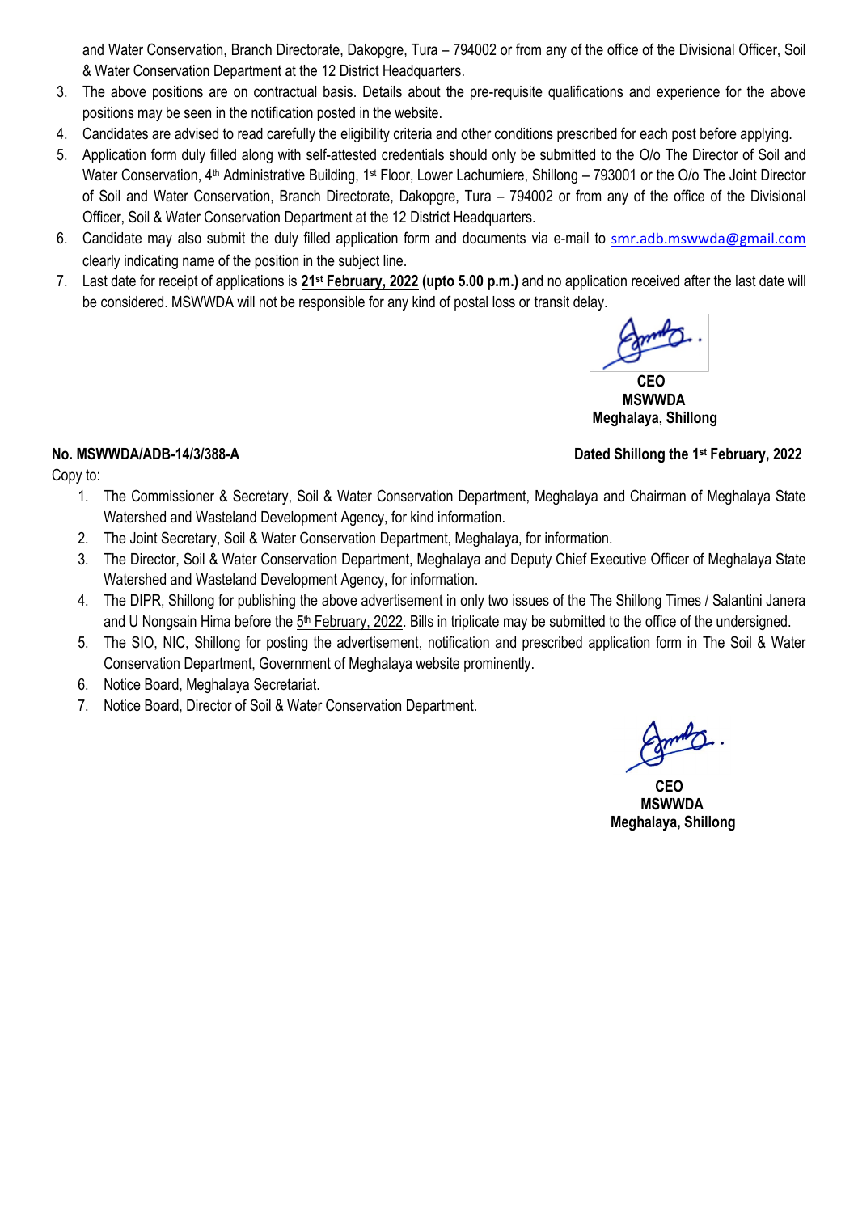and Water Conservation, Branch Directorate, Dakopgre, Tura – 794002 or from any of the office of the Divisional Officer, Soil & Water Conservation Department at the 12 District Headquarters.

3. The above positions are on contractual basis. Details about the pre-requisite qualifications and experience for the above positions may be seen in the notification posted in the website.
4. Candidates are advised to read carefully the eligibility criteria and other conditions prescribed for each post before applying.
5. Application form duly filled along with self-attested credentials should only be submitted to the O/o The Director of Soil and Water Conservation, 4th Administrative Building, 1st Floor, Lower Lachumiere, Shillong – 793001 or the O/o The Joint Director of Soil and Water Conservation, Branch Directorate, Dakopgre, Tura – 794002 or from any of the office of the Divisional Officer, Soil & Water Conservation Department at the 12 District Headquarters.
6. Candidate may also submit the duly filled application form and documents via e-mail to smr.adb.mswwda@gmail.com clearly indicating name of the position in the subject line.
7. Last date for receipt of applications is **21st February, 2022 (upto 5.00 p.m.)** and no application received after the last date will be considered. MSWWDA will not be responsible for any kind of postal loss or transit delay.

**CEO**
**MSWWDA**
**Meghalaya, Shillong**

**No. MSWWDA/ADB-14/3/388-A** **Dated Shillong the 1st February, 2022**

Copy to:

1. The Commissioner & Secretary, Soil & Water Conservation Department, Meghalaya and Chairman of Meghalaya State Watershed and Wasteland Development Agency, for kind information.
2. The Joint Secretary, Soil & Water Conservation Department, Meghalaya, for information.
3. The Director, Soil & Water Conservation Department, Meghalaya and Deputy Chief Executive Officer of Meghalaya State Watershed and Wasteland Development Agency, for information.
4. The DIPR, Shillong for publishing the above advertisement in only two issues of the The Shillong Times / Salantini Janera and U Nongsain Hima before the 5th February, 2022. Bills in triplicate may be submitted to the office of the undersigned.
5. The SIO, NIC, Shillong for posting the advertisement, notification and prescribed application form in The Soil & Water Conservation Department, Government of Meghalaya website prominently.
6. Notice Board, Meghalaya Secretariat.
7. Notice Board, Director of Soil & Water Conservation Department.

**CEO**
**MSWWDA**
**Meghalaya, Shillong**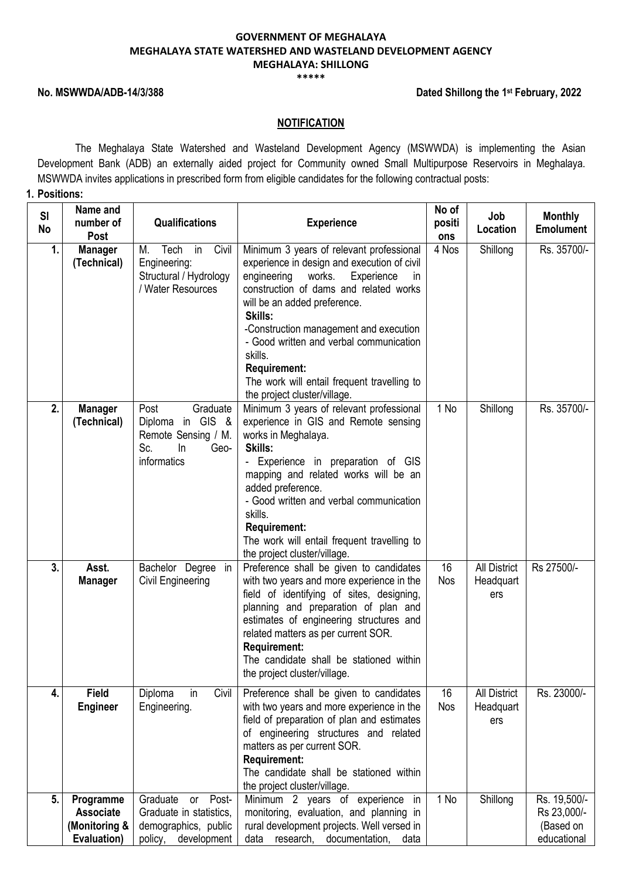**GOVERNMENT OF MEGHALAYA**
**MEGHALAYA STATE WATERSHED AND WASTELAND DEVELOPMENT AGENCY**
**MEGHALAYA: SHILLONG**
\*\*\*\*\*

**No. MSWWDA/ADB-14/3/388** **Dated Shillong the 1st February, 2022**

## NOTIFICATION

The Meghalaya State Watershed and Wasteland Development Agency (MSWWDA) is implementing the Asian Development Bank (ADB) an externally aided project for Community owned Small Multipurpose Reservoirs in Meghalaya. MSWWDA invites applications in prescribed form from eligible candidates for the following contractual posts:

**1. Positions:**

| Sl No | Name and number of Post | Qualifications | Experience | No of positions | Job Location | Monthly Emolument |
|---|---|---|---|---|---|---|
| 1. | **Manager (Technical)** | M. Tech in Civil Engineering: Structural / Hydrology / Water Resources | Minimum 3 years of relevant professional experience in design and execution of civil engineering works. Experience in construction of dams and related works will be an added preference. **Skills:** -Construction management and execution - Good written and verbal communication skills. **Requirement:** The work will entail frequent travelling to the project cluster/village. | 4 Nos | Shillong | Rs. 35700/- |
| 2. | **Manager (Technical)** | Post Graduate Diploma in GIS & Remote Sensing / M. Sc. In Geo-informatics | Minimum 3 years of relevant professional experience in GIS and Remote sensing works in Meghalaya. **Skills:** - Experience in preparation of GIS mapping and related works will be an added preference. - Good written and verbal communication skills. **Requirement:** The work will entail frequent travelling to the project cluster/village. | 1 No | Shillong | Rs. 35700/- |
| 3. | **Asst. Manager** | Bachelor Degree in Civil Engineering | Preference shall be given to candidates with two years and more experience in the field of identifying of sites, designing, planning and preparation of plan and estimates of engineering structures and related matters as per current SOR. **Requirement:** The candidate shall be stationed within the project cluster/village. | 16 Nos | All District Headquarters | Rs 27500/- |
| 4. | **Field Engineer** | Diploma in Civil Engineering. | Preference shall be given to candidates with two years and more experience in the field of preparation of plan and estimates of engineering structures and related matters as per current SOR. **Requirement:** The candidate shall be stationed within the project cluster/village. | 16 Nos | All District Headquarters | Rs. 23000/- |
| 5. | **Programme Associate (Monitoring & Evaluation)** | Graduate or Post-Graduate in statistics, demographics, public policy, development | Minimum 2 years of experience in monitoring, evaluation, and planning in rural development projects. Well versed in data research, documentation, data | 1 No | Shillong | Rs. 19,500/- Rs 23,000/- (Based on educational |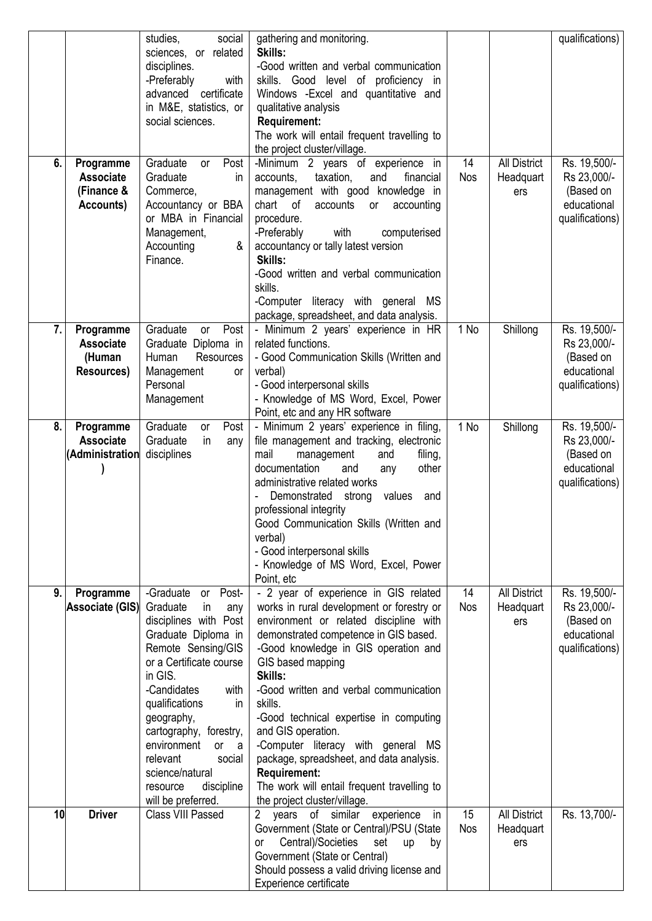|  |  | studies, social sciences, or related disciplines.<br>-Preferably with advanced certificate in M&E, statistics, or social sciences. | gathering and monitoring.<br>**Skills:**<br>-Good written and verbal communication skills. Good level of proficiency in Windows -Excel and quantitative and qualitative analysis<br>**Requirement:**<br>The work will entail frequent travelling to the project cluster/village. |  |  | qualifications) |
|---|---|---|---|---|---|---|
| **6.** | **Programme Associate (Finance & Accounts)** | Graduate or Post Graduate in Commerce, Accountancy or BBA or MBA in Financial Management, Accounting & Finance. | -Minimum 2 years of experience in accounts, taxation, and financial management with good knowledge in chart of accounts or accounting procedure.<br>-Preferably with computerised accountancy or tally latest version<br>**Skills:**<br>-Good written and verbal communication skills.<br>-Computer literacy with general MS package, spreadsheet, and data analysis. | 14 Nos | All District Headquarters | Rs. 19,500/- Rs 23,000/- (Based on educational qualifications) |
| **7.** | **Programme Associate (Human Resources)** | Graduate or Post Graduate Diploma in Human Resources Management or Personal Management | - Minimum 2 years' experience in HR related functions.<br>- Good Communication Skills (Written and verbal)<br>- Good interpersonal skills<br>- Knowledge of MS Word, Excel, Power Point, etc and any HR software | 1 No | Shillong | Rs. 19,500/- Rs 23,000/- (Based on educational qualifications) |
| **8.** | **Programme Associate (Administration)** | Graduate or Post Graduate in any disciplines | - Minimum 2 years' experience in filing, file management and tracking, electronic mail management and filing, documentation and any other administrative related works<br>- Demonstrated strong values and professional integrity<br>Good Communication Skills (Written and verbal)<br>- Good interpersonal skills<br>- Knowledge of MS Word, Excel, Power Point, etc | 1 No | Shillong | Rs. 19,500/- Rs 23,000/- (Based on educational qualifications) |
| **9.** | **Programme Associate (GIS)** | -Graduate or Post-Graduate in any disciplines with Post Graduate Diploma in Remote Sensing/GIS or a Certificate course in GIS.<br>-Candidates with qualifications in geography, cartography, forestry, environment or a relevant social science/natural resource discipline will be preferred. | - 2 year of experience in GIS related works in rural development or forestry or environment or related discipline with demonstrated competence in GIS based.<br>-Good knowledge in GIS operation and GIS based mapping<br>**Skills:**<br>-Good written and verbal communication skills.<br>-Good technical expertise in computing and GIS operation.<br>-Computer literacy with general MS package, spreadsheet, and data analysis.<br>**Requirement:**<br>The work will entail frequent travelling to the project cluster/village. | 14 Nos | All District Headquarters | Rs. 19,500/- Rs 23,000/- (Based on educational qualifications) |
| **10** | **Driver** | Class VIII Passed | 2 years of similar experience in Government (State or Central)/PSU (State or Central)/Societies set up by Government (State or Central)<br>Should possess a valid driving license and Experience certificate | 15 Nos | All District Headquarters | Rs. 13,700/- |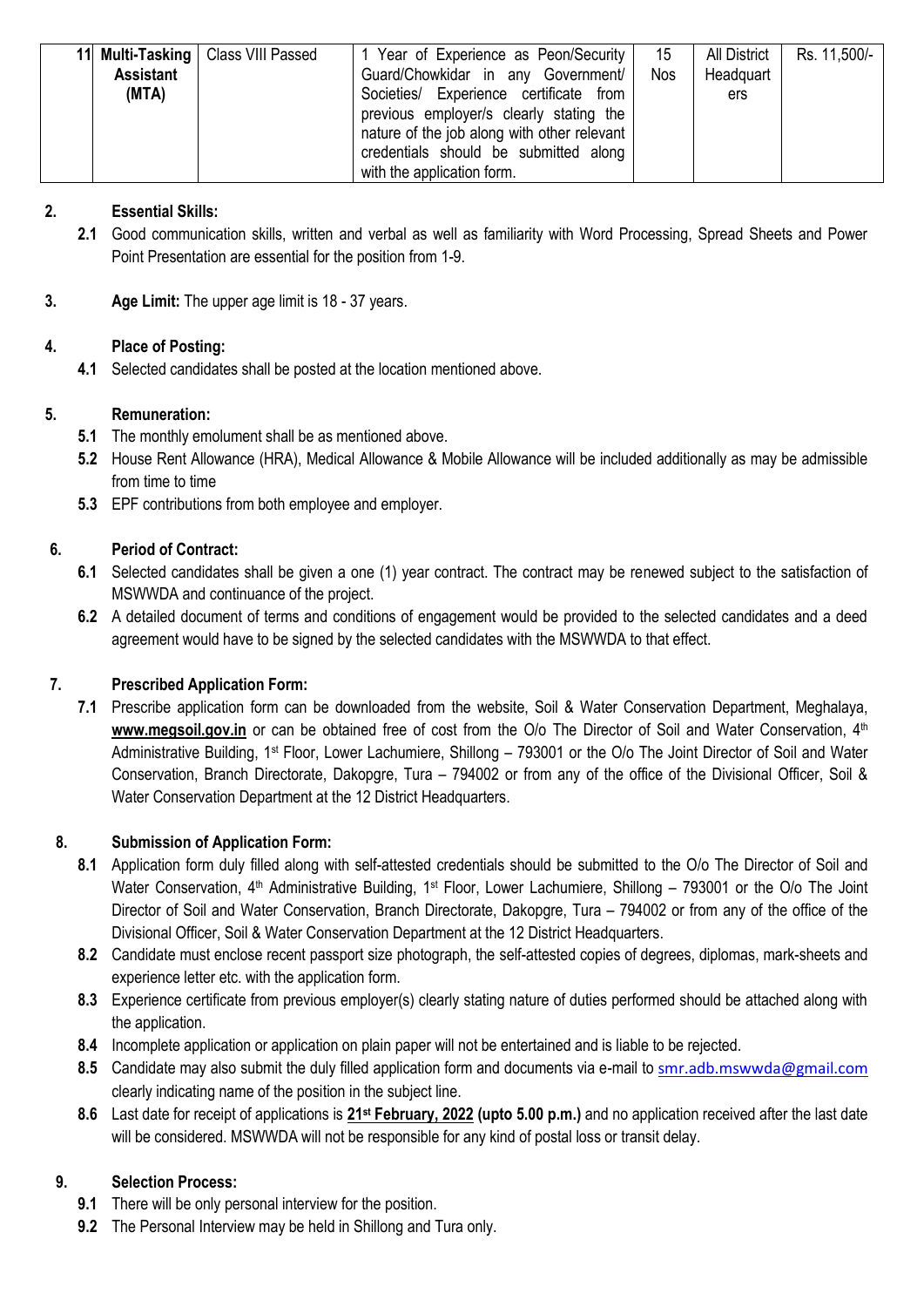| 11 | **Multi-Tasking Assistant (MTA)** | Class VIII Passed | 1 Year of Experience as Peon/Security Guard/Chowkidar in any Government/ Societies/ Experience certificate from previous employer/s clearly stating the nature of the job along with other relevant credentials should be submitted along with the application form. | 15 Nos | All District Headquarters | Rs. 11,500/- |
|---|---|---|---|---|---|---|

**2. Essential Skills:**

**2.1** Good communication skills, written and verbal as well as familiarity with Word Processing, Spread Sheets and Power Point Presentation are essential for the position from 1-9.

**3. Age Limit:** The upper age limit is 18 - 37 years.

**4. Place of Posting:**

**4.1** Selected candidates shall be posted at the location mentioned above.

**5. Remuneration:**

**5.1** The monthly emolument shall be as mentioned above.

**5.2** House Rent Allowance (HRA), Medical Allowance & Mobile Allowance will be included additionally as may be admissible from time to time

**5.3** EPF contributions from both employee and employer.

**6. Period of Contract:**

**6.1** Selected candidates shall be given a one (1) year contract. The contract may be renewed subject to the satisfaction of MSWWDA and continuance of the project.

**6.2** A detailed document of terms and conditions of engagement would be provided to the selected candidates and a deed agreement would have to be signed by the selected candidates with the MSWWDA to that effect.

**7. Prescribed Application Form:**

**7.1** Prescribe application form can be downloaded from the website, Soil & Water Conservation Department, Meghalaya, **www.megsoil.gov.in** or can be obtained free of cost from the O/o The Director of Soil and Water Conservation, 4th Administrative Building, 1st Floor, Lower Lachumiere, Shillong – 793001 or the O/o The Joint Director of Soil and Water Conservation, Branch Directorate, Dakopgre, Tura – 794002 or from any of the office of the Divisional Officer, Soil & Water Conservation Department at the 12 District Headquarters.

**8. Submission of Application Form:**

**8.1** Application form duly filled along with self-attested credentials should be submitted to the O/o The Director of Soil and Water Conservation, 4th Administrative Building, 1st Floor, Lower Lachumiere, Shillong – 793001 or the O/o The Joint Director of Soil and Water Conservation, Branch Directorate, Dakopgre, Tura – 794002 or from any of the office of the Divisional Officer, Soil & Water Conservation Department at the 12 District Headquarters.

**8.2** Candidate must enclose recent passport size photograph, the self-attested copies of degrees, diplomas, mark-sheets and experience letter etc. with the application form.

**8.3** Experience certificate from previous employer(s) clearly stating nature of duties performed should be attached along with the application.

**8.4** Incomplete application or application on plain paper will not be entertained and is liable to be rejected.

**8.5** Candidate may also submit the duly filled application form and documents via e-mail to smr.adb.mswwda@gmail.com clearly indicating name of the position in the subject line.

**8.6** Last date for receipt of applications is **21st February, 2022 (upto 5.00 p.m.)** and no application received after the last date will be considered. MSWWDA will not be responsible for any kind of postal loss or transit delay.

**9. Selection Process:**

**9.1** There will be only personal interview for the position.

**9.2** The Personal Interview may be held in Shillong and Tura only.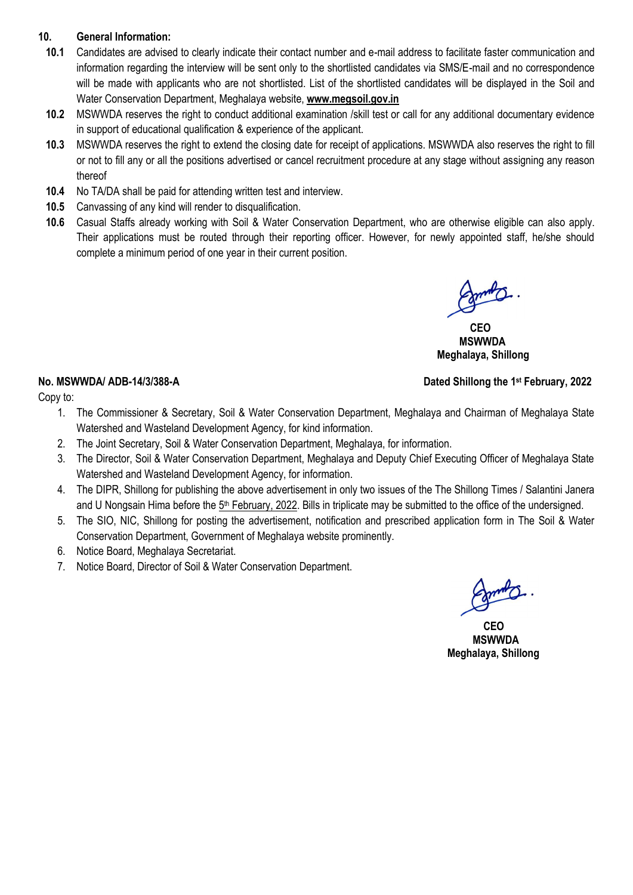## 10. General Information:

**10.1** Candidates are advised to clearly indicate their contact number and e-mail address to facilitate faster communication and information regarding the interview will be sent only to the shortlisted candidates via SMS/E-mail and no correspondence will be made with applicants who are not shortlisted. List of the shortlisted candidates will be displayed in the Soil and Water Conservation Department, Meghalaya website, **www.megsoil.gov.in**

**10.2** MSWWDA reserves the right to conduct additional examination /skill test or call for any additional documentary evidence in support of educational qualification & experience of the applicant.

**10.3** MSWWDA reserves the right to extend the closing date for receipt of applications. MSWWDA also reserves the right to fill or not to fill any or all the positions advertised or cancel recruitment procedure at any stage without assigning any reason thereof

**10.4** No TA/DA shall be paid for attending written test and interview.

**10.5** Canvassing of any kind will render to disqualification.

**10.6** Casual Staffs already working with Soil & Water Conservation Department, who are otherwise eligible can also apply. Their applications must be routed through their reporting officer. However, for newly appointed staff, he/she should complete a minimum period of one year in their current position.

**CEO**
**MSWWDA**
**Meghalaya, Shillong**

**No. MSWWDA/ ADB-14/3/388-A** **Dated Shillong the 1st February, 2022**

Copy to:

1. The Commissioner & Secretary, Soil & Water Conservation Department, Meghalaya and Chairman of Meghalaya State Watershed and Wasteland Development Agency, for kind information.
2. The Joint Secretary, Soil & Water Conservation Department, Meghalaya, for information.
3. The Director, Soil & Water Conservation Department, Meghalaya and Deputy Chief Executing Officer of Meghalaya State Watershed and Wasteland Development Agency, for information.
4. The DIPR, Shillong for publishing the above advertisement in only two issues of the The Shillong Times / Salantini Janera and U Nongsain Hima before the 5th February, 2022. Bills in triplicate may be submitted to the office of the undersigned.
5. The SIO, NIC, Shillong for posting the advertisement, notification and prescribed application form in The Soil & Water Conservation Department, Government of Meghalaya website prominently.
6. Notice Board, Meghalaya Secretariat.
7. Notice Board, Director of Soil & Water Conservation Department.

**CEO**
**MSWWDA**
**Meghalaya, Shillong**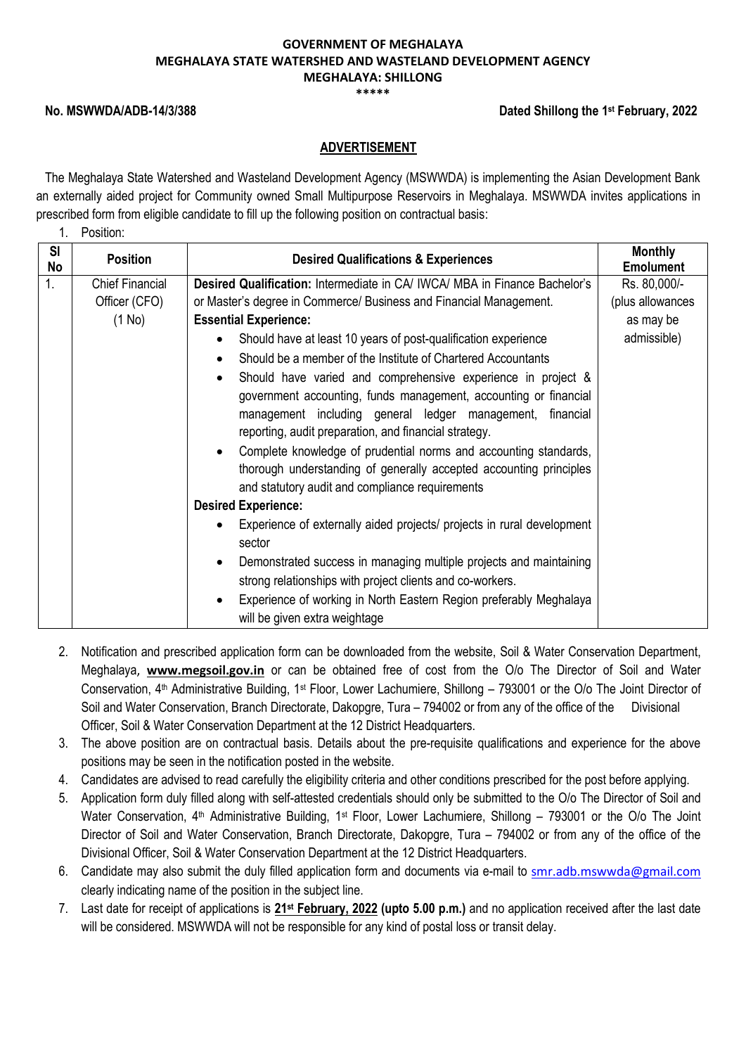**GOVERNMENT OF MEGHALAYA**
**MEGHALAYA STATE WATERSHED AND WASTELAND DEVELOPMENT AGENCY**
**MEGHALAYA: SHILLONG**
\*\*\*\*\*

**No. MSWWDA/ADB-14/3/388** **Dated Shillong the 1st February, 2022**

## ADVERTISEMENT

The Meghalaya State Watershed and Wasteland Development Agency (MSWWDA) is implementing the Asian Development Bank an externally aided project for Community owned Small Multipurpose Reservoirs in Meghalaya. MSWWDA invites applications in prescribed form from eligible candidate to fill up the following position on contractual basis:

1. Position:

| Sl No | Position | Desired Qualifications & Experiences | Monthly Emolument |
|---|---|---|---|
| 1. | Chief Financial Officer (CFO) (1 No) | **Desired Qualification:** Intermediate in CA/ IWCA/ MBA in Finance Bachelor's or Master's degree in Commerce/ Business and Financial Management.<br>**Essential Experience:**<br>• Should have at least 10 years of post-qualification experience<br>• Should be a member of the Institute of Chartered Accountants<br>• Should have varied and comprehensive experience in project & government accounting, funds management, accounting or financial management including general ledger management, financial reporting, audit preparation, and financial strategy.<br>• Complete knowledge of prudential norms and accounting standards, thorough understanding of generally accepted accounting principles and statutory audit and compliance requirements<br>**Desired Experience:**<br>• Experience of externally aided projects/ projects in rural development sector<br>• Demonstrated success in managing multiple projects and maintaining strong relationships with project clients and co-workers.<br>• Experience of working in North Eastern Region preferably Meghalaya will be given extra weightage | Rs. 80,000/- (plus allowances as may be admissible) |

2. Notification and prescribed application form can be downloaded from the website, Soil & Water Conservation Department, Meghalaya, **www.megsoil.gov.in** or can be obtained free of cost from the O/o The Director of Soil and Water Conservation, 4th Administrative Building, 1st Floor, Lower Lachumiere, Shillong – 793001 or the O/o The Joint Director of Soil and Water Conservation, Branch Directorate, Dakopgre, Tura – 794002 or from any of the office of the Divisional Officer, Soil & Water Conservation Department at the 12 District Headquarters.
3. The above position are on contractual basis. Details about the pre-requisite qualifications and experience for the above positions may be seen in the notification posted in the website.
4. Candidates are advised to read carefully the eligibility criteria and other conditions prescribed for the post before applying.
5. Application form duly filled along with self-attested credentials should only be submitted to the O/o The Director of Soil and Water Conservation, 4th Administrative Building, 1st Floor, Lower Lachumiere, Shillong – 793001 or the O/o The Joint Director of Soil and Water Conservation, Branch Directorate, Dakopgre, Tura – 794002 or from any of the office of the Divisional Officer, Soil & Water Conservation Department at the 12 District Headquarters.
6. Candidate may also submit the duly filled application form and documents via e-mail to smr.adb.mswwda@gmail.com clearly indicating name of the position in the subject line.
7. Last date for receipt of applications is **21st February, 2022 (upto 5.00 p.m.)** and no application received after the last date will be considered. MSWWDA will not be responsible for any kind of postal loss or transit delay.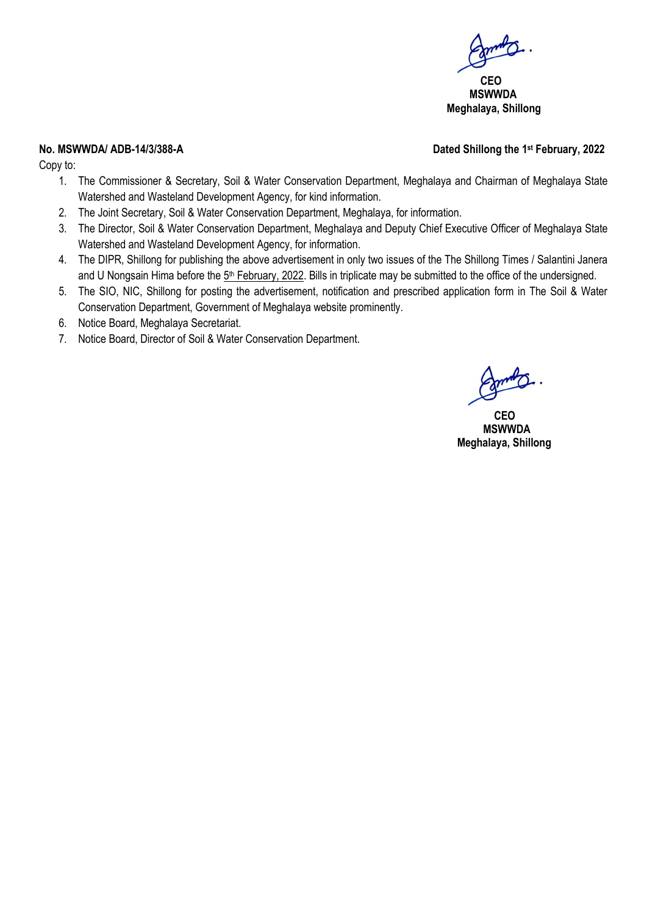CEO
MSWWDA
Meghalaya, Shillong

**No. MSWWDA/ ADB-14/3/388-A** **Dated Shillong the 1st February, 2022**

Copy to:

1. The Commissioner & Secretary, Soil & Water Conservation Department, Meghalaya and Chairman of Meghalaya State Watershed and Wasteland Development Agency, for kind information.
2. The Joint Secretary, Soil & Water Conservation Department, Meghalaya, for information.
3. The Director, Soil & Water Conservation Department, Meghalaya and Deputy Chief Executive Officer of Meghalaya State Watershed and Wasteland Development Agency, for information.
4. The DIPR, Shillong for publishing the above advertisement in only two issues of the The Shillong Times / Salantini Janera and U Nongsain Hima before the 5th February, 2022. Bills in triplicate may be submitted to the office of the undersigned.
5. The SIO, NIC, Shillong for posting the advertisement, notification and prescribed application form in The Soil & Water Conservation Department, Government of Meghalaya website prominently.
6. Notice Board, Meghalaya Secretariat.
7. Notice Board, Director of Soil & Water Conservation Department.

CEO
MSWWDA
Meghalaya, Shillong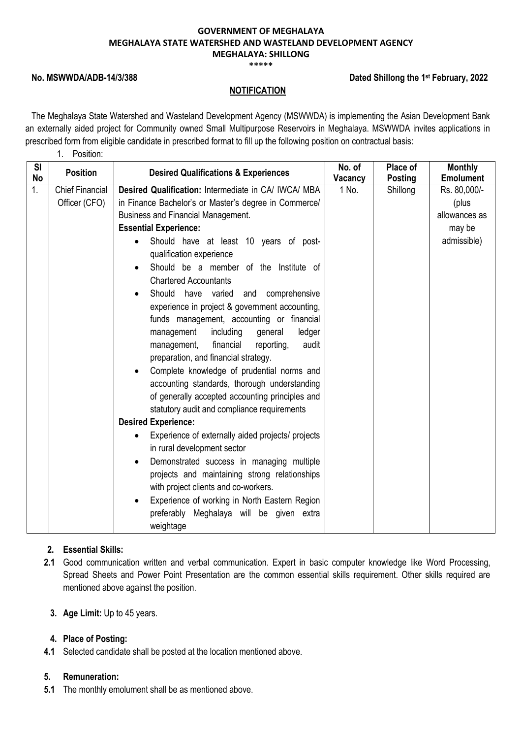**GOVERNMENT OF MEGHALAYA**
**MEGHALAYA STATE WATERSHED AND WASTELAND DEVELOPMENT AGENCY**
**MEGHALAYA: SHILLONG**
\*\*\*\*\*

**No. MSWWDA/ADB-14/3/388** **Dated Shillong the 1st February, 2022**

**NOTIFICATION**

The Meghalaya State Watershed and Wasteland Development Agency (MSWWDA) is implementing the Asian Development Bank an externally aided project for Community owned Small Multipurpose Reservoirs in Meghalaya. MSWWDA invites applications in prescribed form from eligible candidate in prescribed format to fill up the following position on contractual basis:

1. Position:

| Sl No | Position | Desired Qualifications & Experiences | No. of Vacancy | Place of Posting | Monthly Emolument |
|---|---|---|---|---|---|
| 1. | Chief Financial Officer (CFO) | **Desired Qualification:** Intermediate in CA/ IWCA/ MBA in Finance Bachelor's or Master's degree in Commerce/ Business and Financial Management.<br>**Essential Experience:**<br>• Should have at least 10 years of post-qualification experience<br>• Should be a member of the Institute of Chartered Accountants<br>• Should have varied and comprehensive experience in project & government accounting, funds management, accounting or financial management including general ledger management, financial reporting, audit preparation, and financial strategy.<br>• Complete knowledge of prudential norms and accounting standards, thorough understanding of generally accepted accounting principles and statutory audit and compliance requirements<br>**Desired Experience:**<br>• Experience of externally aided projects/ projects in rural development sector<br>• Demonstrated success in managing multiple projects and maintaining strong relationships with project clients and co-workers.<br>• Experience of working in North Eastern Region preferably Meghalaya will be given extra weightage | 1 No. | Shillong | Rs. 80,000/- (plus allowances as may be admissible) |

**2. Essential Skills:**

**2.1** Good communication written and verbal communication. Expert in basic computer knowledge like Word Processing, Spread Sheets and Power Point Presentation are the common essential skills requirement. Other skills required are mentioned above against the position.

**3. Age Limit:** Up to 45 years.

**4. Place of Posting:**

**4.1** Selected candidate shall be posted at the location mentioned above.

**5. Remuneration:**

**5.1** The monthly emolument shall be as mentioned above.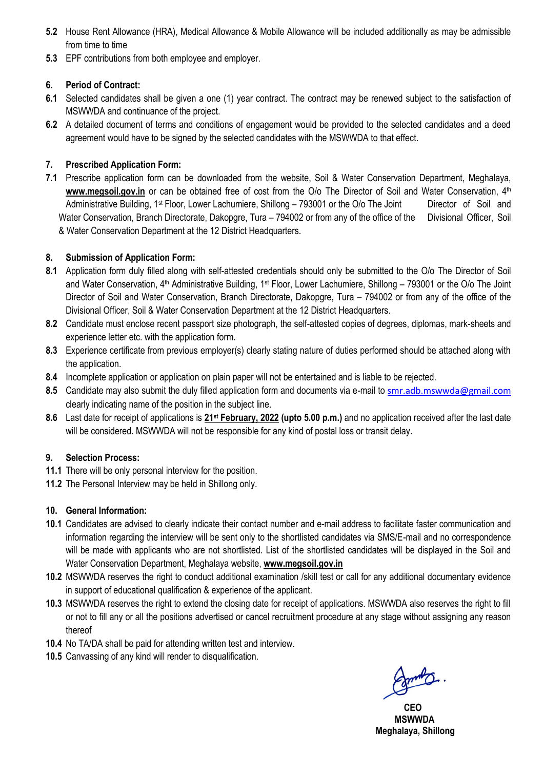**5.2** House Rent Allowance (HRA), Medical Allowance & Mobile Allowance will be included additionally as may be admissible from time to time

**5.3** EPF contributions from both employee and employer.

**6. Period of Contract:**

**6.1** Selected candidates shall be given a one (1) year contract. The contract may be renewed subject to the satisfaction of MSWWDA and continuance of the project.

**6.2** A detailed document of terms and conditions of engagement would be provided to the selected candidates and a deed agreement would have to be signed by the selected candidates with the MSWWDA to that effect.

**7. Prescribed Application Form:**

**7.1** Prescribe application form can be downloaded from the website, Soil & Water Conservation Department, Meghalaya, **www.megsoil.gov.in** or can be obtained free of cost from the O/o The Director of Soil and Water Conservation, 4th Administrative Building, 1st Floor, Lower Lachumiere, Shillong – 793001 or the O/o The Joint Director of Soil and Water Conservation, Branch Directorate, Dakopgre, Tura – 794002 or from any of the office of the Divisional Officer, Soil & Water Conservation Department at the 12 District Headquarters.

**8. Submission of Application Form:**

**8.1** Application form duly filled along with self-attested credentials should only be submitted to the O/o The Director of Soil and Water Conservation, 4th Administrative Building, 1st Floor, Lower Lachumiere, Shillong – 793001 or the O/o The Joint Director of Soil and Water Conservation, Branch Directorate, Dakopgre, Tura – 794002 or from any of the office of the Divisional Officer, Soil & Water Conservation Department at the 12 District Headquarters.

**8.2** Candidate must enclose recent passport size photograph, the self-attested copies of degrees, diplomas, mark-sheets and experience letter etc. with the application form.

**8.3** Experience certificate from previous employer(s) clearly stating nature of duties performed should be attached along with the application.

**8.4** Incomplete application or application on plain paper will not be entertained and is liable to be rejected.

**8.5** Candidate may also submit the duly filled application form and documents via e-mail to smr.adb.mswwda@gmail.com clearly indicating name of the position in the subject line.

**8.6** Last date for receipt of applications is **21st February, 2022 (upto 5.00 p.m.)** and no application received after the last date will be considered. MSWWDA will not be responsible for any kind of postal loss or transit delay.

**9. Selection Process:**

**11.1** There will be only personal interview for the position.

**11.2** The Personal Interview may be held in Shillong only.

**10. General Information:**

**10.1** Candidates are advised to clearly indicate their contact number and e-mail address to facilitate faster communication and information regarding the interview will be sent only to the shortlisted candidates via SMS/E-mail and no correspondence will be made with applicants who are not shortlisted. List of the shortlisted candidates will be displayed in the Soil and Water Conservation Department, Meghalaya website, **www.megsoil.gov.in**

**10.2** MSWWDA reserves the right to conduct additional examination /skill test or call for any additional documentary evidence in support of educational qualification & experience of the applicant.

**10.3** MSWWDA reserves the right to extend the closing date for receipt of applications. MSWWDA also reserves the right to fill or not to fill any or all the positions advertised or cancel recruitment procedure at any stage without assigning any reason thereof

**10.4** No TA/DA shall be paid for attending written test and interview.

**10.5** Canvassing of any kind will render to disqualification.

**CEO**
**MSWWDA**
**Meghalaya, Shillong**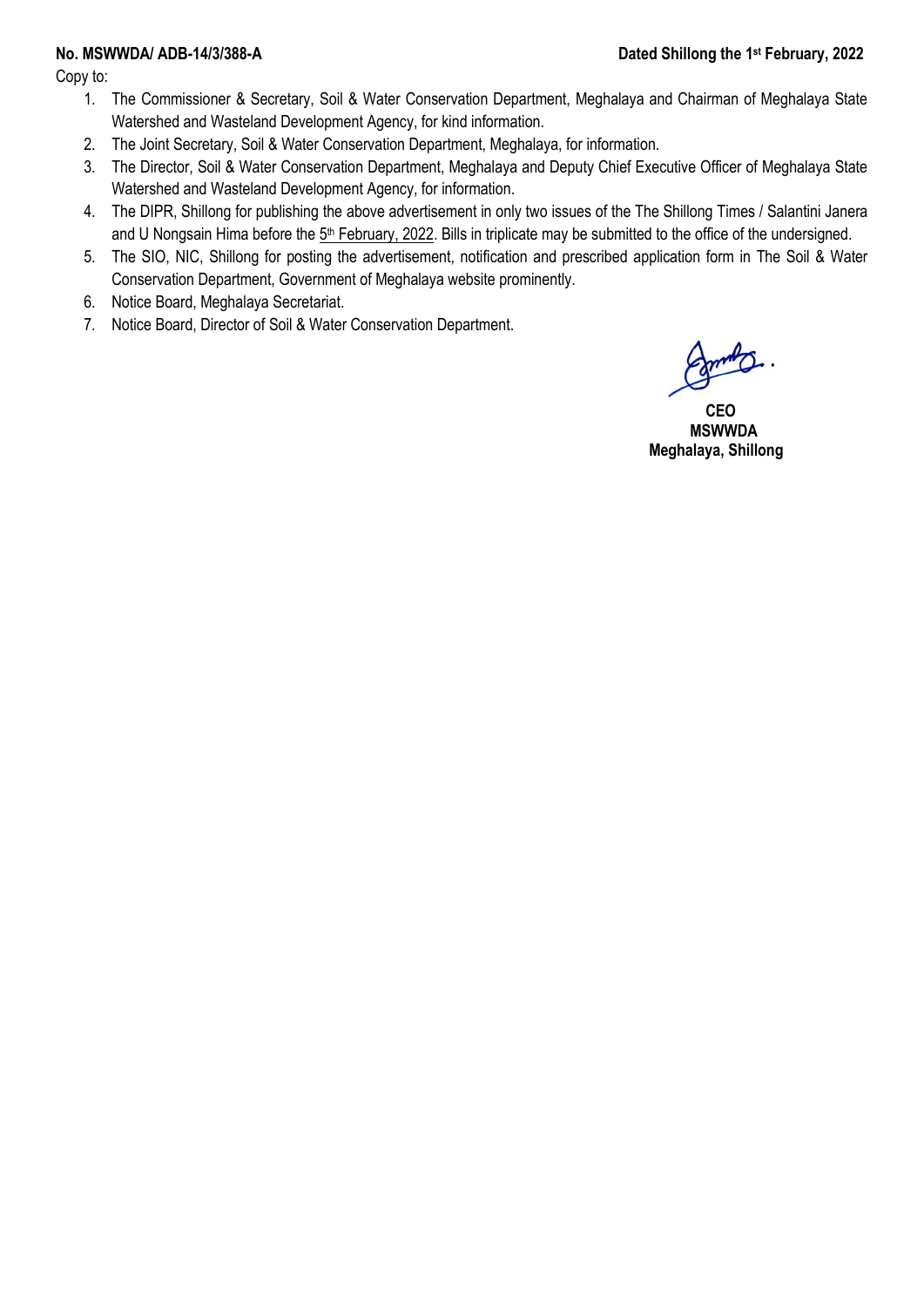**No. MSWWDA/ ADB-14/3/388-A** **Dated Shillong the 1st February, 2022**

Copy to:

1. The Commissioner & Secretary, Soil & Water Conservation Department, Meghalaya and Chairman of Meghalaya State Watershed and Wasteland Development Agency, for kind information.
2. The Joint Secretary, Soil & Water Conservation Department, Meghalaya, for information.
3. The Director, Soil & Water Conservation Department, Meghalaya and Deputy Chief Executive Officer of Meghalaya State Watershed and Wasteland Development Agency, for information.
4. The DIPR, Shillong for publishing the above advertisement in only two issues of the The Shillong Times / Salantini Janera and U Nongsain Hima before the 5th February, 2022. Bills in triplicate may be submitted to the office of the undersigned.
5. The SIO, NIC, Shillong for posting the advertisement, notification and prescribed application form in The Soil & Water Conservation Department, Government of Meghalaya website prominently.
6. Notice Board, Meghalaya Secretariat.
7. Notice Board, Director of Soil & Water Conservation Department.

**CEO**
**MSWWDA**
**Meghalaya, Shillong**